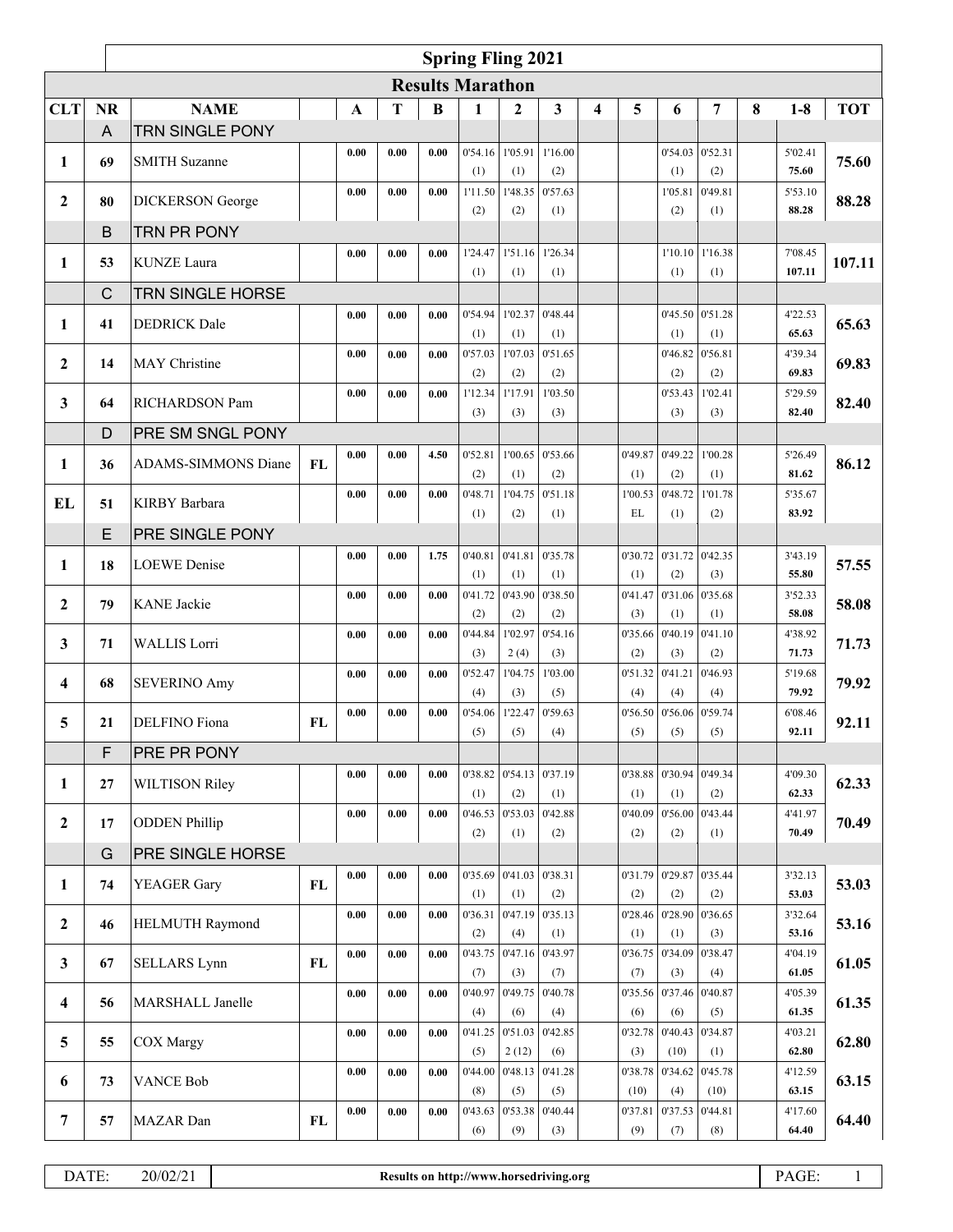# Spring Fling 2021

## Results Marathon

| CLT | NR | NAME | | A | T | B | 1 | 2 | 3 | 4 | 5 | 6 | 7 | 8 | 1-8 | TOT |
|---|---|---|---|---|---|---|---|---|---|---|---|---|---|---|---|---|
| | A | TRN SINGLE PONY | | | | | | | | | | | | | | |
| 1 | 69 | SMITH Suzanne | | 0.00 | 0.00 | 0.00 | 0'54.16 (1) | 1'05.91 (1) | 1'16.00 (2) | | | 0'54.03 (1) | 0'52.31 (2) | | 5'02.41 75.60 | 75.60 |
| 2 | 80 | DICKERSON George | | 0.00 | 0.00 | 0.00 | 1'11.50 (2) | 1'48.35 (2) | 0'57.63 (1) | | | 1'05.81 (2) | 0'49.81 (1) | | 5'53.10 88.28 | 88.28 |
| | B | TRN PR PONY | | | | | | | | | | | | | | |
| 1 | 53 | KUNZE Laura | | 0.00 | 0.00 | 0.00 | 1'24.47 (1) | 1'51.16 (1) | 1'26.34 (1) | | | 1'10.10 (1) | 1'16.38 (1) | | 7'08.45 107.11 | 107.11 |
| | C | TRN SINGLE HORSE | | | | | | | | | | | | | | |
| 1 | 41 | DEDRICK Dale | | 0.00 | 0.00 | 0.00 | 0'54.94 (1) | 1'02.37 (1) | 0'48.44 (1) | | | 0'45.50 (1) | 0'51.28 (1) | | 4'22.53 65.63 | 65.63 |
| 2 | 14 | MAY Christine | | 0.00 | 0.00 | 0.00 | 0'57.03 (2) | 1'07.03 (2) | 0'51.65 (2) | | | 0'46.82 (2) | 0'56.81 (2) | | 4'39.34 69.83 | 69.83 |
| 3 | 64 | RICHARDSON Pam | | 0.00 | 0.00 | 0.00 | 1'12.34 (3) | 1'17.91 (3) | 1'03.50 (3) | | | 0'53.43 (3) | 1'02.41 (3) | | 5'29.59 82.40 | 82.40 |
| | D | PRE SM SNGL PONY | | | | | | | | | | | | | | |
| 1 | 36 | ADAMS-SIMMONS Diane | FL | 0.00 | 0.00 | 4.50 | 0'52.81 (2) | 1'00.65 (1) | 0'53.66 (2) | | 0'49.87 (1) | 0'49.22 (2) | 1'00.28 (1) | | 5'26.49 81.62 | 86.12 |
| EL | 51 | KIRBY Barbara | | 0.00 | 0.00 | 0.00 | 0'48.71 (1) | 1'04.75 (2) | 0'51.18 (1) | | 1'00.53 EL | 0'48.72 (1) | 1'01.78 (2) | | 5'35.67 83.92 | |
| | E | PRE SINGLE PONY | | | | | | | | | | | | | | |
| 1 | 18 | LOEWE Denise | | 0.00 | 0.00 | 1.75 | 0'40.81 (1) | 0'41.81 (1) | 0'35.78 (1) | | 0'30.72 (1) | 0'31.72 (2) | 0'42.35 (3) | | 3'43.19 55.80 | 57.55 |
| 2 | 79 | KANE Jackie | | 0.00 | 0.00 | 0.00 | 0'41.72 (2) | 0'43.90 (2) | 0'38.50 (2) | | 0'41.47 (3) | 0'31.06 (1) | 0'35.68 (1) | | 3'52.33 58.08 | 58.08 |
| 3 | 71 | WALLIS Lorri | | 0.00 | 0.00 | 0.00 | 0'44.84 (3) | 1'02.97 2 (4) | 0'54.16 (3) | | 0'35.66 (2) | 0'40.19 (3) | 0'41.10 (2) | | 4'38.92 71.73 | 71.73 |
| 4 | 68 | SEVERINO Amy | | 0.00 | 0.00 | 0.00 | 0'52.47 (4) | 1'04.75 (3) | 1'03.00 (5) | | 0'51.32 (4) | 0'41.21 (4) | 0'46.93 (4) | | 5'19.68 79.92 | 79.92 |
| 5 | 21 | DELFINO Fiona | FL | 0.00 | 0.00 | 0.00 | 0'54.06 (5) | 1'22.47 (5) | 0'59.63 (4) | | 0'56.50 (5) | 0'56.06 (5) | 0'59.74 (5) | | 6'08.46 92.11 | 92.11 |
| | F | PRE PR PONY | | | | | | | | | | | | | | |
| 1 | 27 | WILTISON Riley | | 0.00 | 0.00 | 0.00 | 0'38.82 (1) | 0'54.13 (2) | 0'37.19 (1) | | 0'38.88 (1) | 0'30.94 (1) | 0'49.34 (2) | | 4'09.30 62.33 | 62.33 |
| 2 | 17 | ODDEN Phillip | | 0.00 | 0.00 | 0.00 | 0'46.53 (2) | 0'53.03 (1) | 0'42.88 (2) | | 0'40.09 (2) | 0'56.00 (2) | 0'43.44 (1) | | 4'41.97 70.49 | 70.49 |
| | G | PRE SINGLE HORSE | | | | | | | | | | | | | | |
| 1 | 74 | YEAGER Gary | FL | 0.00 | 0.00 | 0.00 | 0'35.69 (1) | 0'41.03 (1) | 0'38.31 (2) | | 0'31.79 (2) | 0'29.87 (2) | 0'35.44 (2) | | 3'32.13 53.03 | 53.03 |
| 2 | 46 | HELMUTH Raymond | | 0.00 | 0.00 | 0.00 | 0'36.31 (2) | 0'47.19 (4) | 0'35.13 (1) | | 0'28.46 (1) | 0'28.90 (1) | 0'36.65 (3) | | 3'32.64 53.16 | 53.16 |
| 3 | 67 | SELLARS Lynn | FL | 0.00 | 0.00 | 0.00 | 0'43.75 (7) | 0'47.16 (3) | 0'43.97 (7) | | 0'36.75 (7) | 0'34.09 (3) | 0'38.47 (4) | | 4'04.19 61.05 | 61.05 |
| 4 | 56 | MARSHALL Janelle | | 0.00 | 0.00 | 0.00 | 0'40.97 (4) | 0'49.75 (6) | 0'40.78 (4) | | 0'35.56 (6) | 0'37.46 (6) | 0'40.87 (5) | | 4'05.39 61.35 | 61.35 |
| 5 | 55 | COX Margy | | 0.00 | 0.00 | 0.00 | 0'41.25 (5) | 0'51.03 2 (12) | 0'42.85 (6) | | 0'32.78 (3) | 0'40.43 (10) | 0'34.87 (1) | | 4'03.21 62.80 | 62.80 |
| 6 | 73 | VANCE Bob | | 0.00 | 0.00 | 0.00 | 0'44.00 (8) | 0'48.13 (5) | 0'41.28 (5) | | 0'38.78 (10) | 0'34.62 (4) | 0'45.78 (10) | | 4'12.59 63.15 | 63.15 |
| 7 | 57 | MAZAR Dan | FL | 0.00 | 0.00 | 0.00 | 0'43.63 (6) | 0'53.38 (9) | 0'40.44 (3) | | 0'37.81 (9) | 0'37.53 (7) | 0'44.81 (8) | | 4'17.60 64.40 | 64.40 |

DATE: 20/02/21 | Results on http://www.horsedriving.org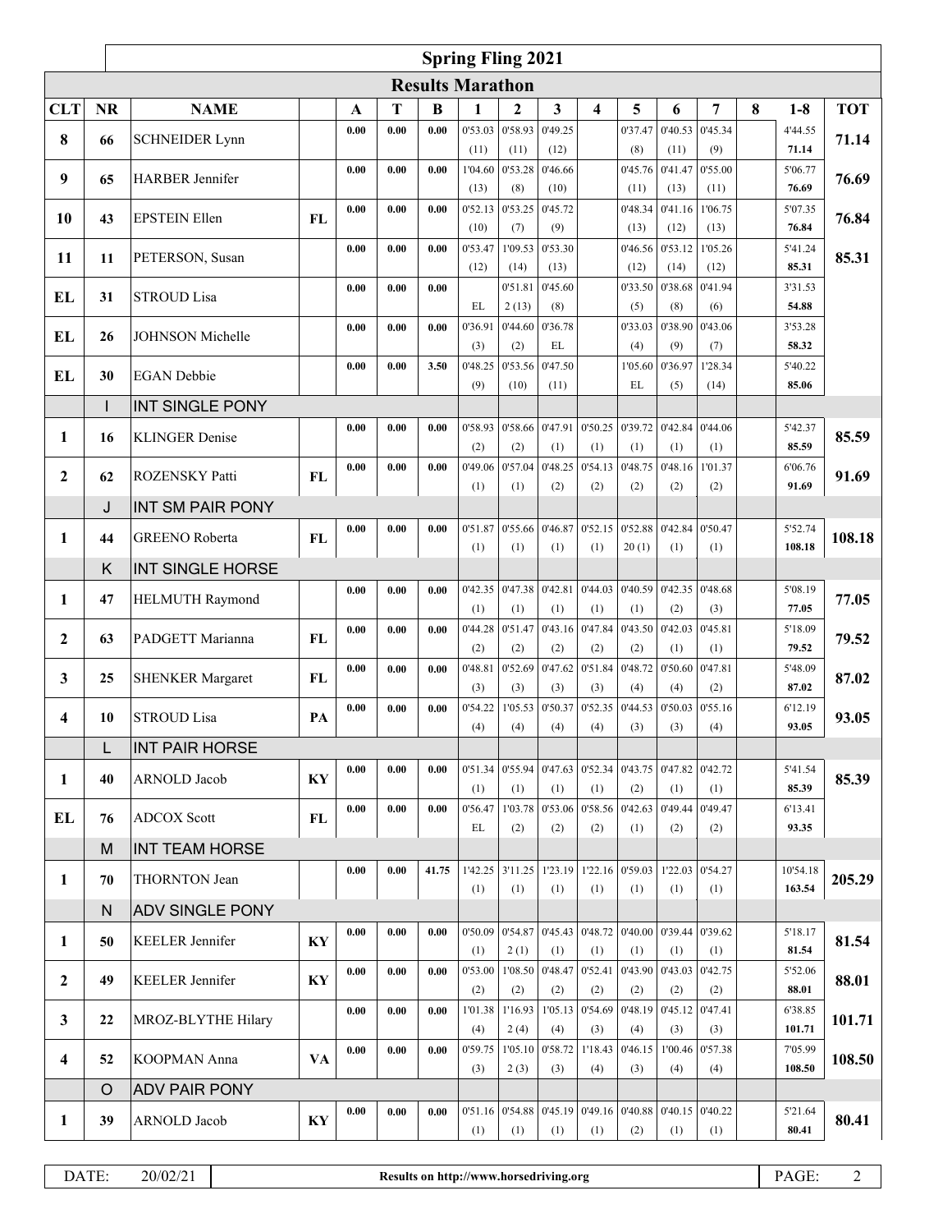# Spring Fling 2021

## Results Marathon

| CLT | NR | NAME | | A | T | B | 1 | 2 | 3 | 4 | 5 | 6 | 7 | 8 | 1-8 | TOT |
|---|---|---|---|---|---|---|---|---|---|---|---|---|---|---|---|---|
| 8 | 66 | SCHNEIDER Lynn | | 0.00 | 0.00 | 0.00 | 0'53.03 (11) | 0'58.93 (11) | 0'49.25 (12) | | 0'37.47 (8) | 0'40.53 (11) | 0'45.34 (9) | | 4'44.55 71.14 | 71.14 |
| 9 | 65 | HARBER Jennifer | | 0.00 | 0.00 | 0.00 | 1'04.60 (13) | 0'53.28 (8) | 0'46.66 (10) | | 0'45.76 (11) | 0'41.47 (13) | 0'55.00 (11) | | 5'06.77 76.69 | 76.69 |
| 10 | 43 | EPSTEIN Ellen | FL | 0.00 | 0.00 | 0.00 | 0'52.13 (10) | 0'53.25 (7) | 0'45.72 (9) | | 0'48.34 (13) | 0'41.16 (12) | 1'06.75 (13) | | 5'07.35 76.84 | 76.84 |
| 11 | 11 | PETERSON, Susan | | 0.00 | 0.00 | 0.00 | 0'53.47 (12) | 1'09.53 (14) | 0'53.30 (13) | | 0'46.56 (12) | 0'53.12 (14) | 1'05.26 (12) | | 5'41.24 85.31 | 85.31 |
| EL | 31 | STROUD Lisa | | 0.00 | 0.00 | 0.00 | EL | 0'51.81 2 (13) | 0'45.60 (8) | | 0'33.50 (5) | 0'38.68 (8) | 0'41.94 (6) | | 3'31.53 54.88 | |
| EL | 26 | JOHNSON Michelle | | 0.00 | 0.00 | 0.00 | 0'36.91 (3) | 0'44.60 (2) | 0'36.78 EL | | 0'33.03 (4) | 0'38.90 (9) | 0'43.06 (7) | | 3'53.28 58.32 | |
| EL | 30 | EGAN Debbie | | 0.00 | 0.00 | 3.50 | 0'48.25 (9) | 0'53.56 (10) | 0'47.50 (11) | | 1'05.60 EL | 0'36.97 (5) | 1'28.34 (14) | | 5'40.22 85.06 | |
| | I | INT SINGLE PONY | | | | | | | | | | | | | | |
| 1 | 16 | KLINGER Denise | | 0.00 | 0.00 | 0.00 | 0'58.93 (2) | 0'58.66 (2) | 0'47.91 (1) | 0'50.25 (1) | 0'39.72 (1) | 0'42.84 (1) | 0'44.06 (1) | | 5'42.37 85.59 | 85.59 |
| 2 | 62 | ROZENSKY Patti | FL | 0.00 | 0.00 | 0.00 | 0'49.06 (1) | 0'57.04 (1) | 0'48.25 (2) | 0'54.13 (2) | 0'48.75 (2) | 0'48.16 (2) | 1'01.37 (2) | | 6'06.76 91.69 | 91.69 |
| | J | INT SM PAIR PONY | | | | | | | | | | | | | | |
| 1 | 44 | GREENO Roberta | FL | 0.00 | 0.00 | 0.00 | 0'51.87 (1) | 0'55.66 (1) | 0'46.87 (1) | 0'52.15 (1) | 0'52.88 20 (1) | 0'42.84 (1) | 0'50.47 (1) | | 5'52.74 108.18 | 108.18 |
| | K | INT SINGLE HORSE | | | | | | | | | | | | | | |
| 1 | 47 | HELMUTH Raymond | | 0.00 | 0.00 | 0.00 | 0'42.35 (1) | 0'47.38 (1) | 0'42.81 (1) | 0'44.03 (1) | 0'40.59 (1) | 0'42.35 (2) | 0'48.68 (3) | | 5'08.19 77.05 | 77.05 |
| 2 | 63 | PADGETT Marianna | FL | 0.00 | 0.00 | 0.00 | 0'44.28 (2) | 0'51.47 (2) | 0'43.16 (2) | 0'47.84 (2) | 0'43.50 (2) | 0'42.03 (1) | 0'45.81 (1) | | 5'18.09 79.52 | 79.52 |
| 3 | 25 | SHENKER Margaret | FL | 0.00 | 0.00 | 0.00 | 0'48.81 (3) | 0'52.69 (3) | 0'47.62 (3) | 0'51.84 (3) | 0'48.72 (4) | 0'50.60 (4) | 0'47.81 (2) | | 5'48.09 87.02 | 87.02 |
| 4 | 10 | STROUD Lisa | PA | 0.00 | 0.00 | 0.00 | 0'54.22 (4) | 1'05.53 (4) | 0'50.37 (4) | 0'52.35 (4) | 0'44.53 (3) | 0'50.03 (3) | 0'55.16 (4) | | 6'12.19 93.05 | 93.05 |
| | L | INT PAIR HORSE | | | | | | | | | | | | | | |
| 1 | 40 | ARNOLD Jacob | KY | 0.00 | 0.00 | 0.00 | 0'51.34 (1) | 0'55.94 (1) | 0'47.63 (1) | 0'52.34 (1) | 0'43.75 (2) | 0'47.82 (1) | 0'42.72 (1) | | 5'41.54 85.39 | 85.39 |
| EL | 76 | ADCOX Scott | FL | 0.00 | 0.00 | 0.00 | 0'56.47 EL | 1'03.78 (2) | 0'53.06 (2) | 0'58.56 (2) | 0'42.63 (1) | 0'49.44 (2) | 0'49.47 (2) | | 6'13.41 93.35 | |
| | M | INT TEAM HORSE | | | | | | | | | | | | | | |
| 1 | 70 | THORNTON Jean | | 0.00 | 0.00 | 41.75 | 1'42.25 (1) | 3'11.25 (1) | 1'23.19 (1) | 1'22.16 (1) | 0'59.03 (1) | 1'22.03 (1) | 0'54.27 (1) | | 10'54.18 163.54 | 205.29 |
| | N | ADV SINGLE PONY | | | | | | | | | | | | | | |
| 1 | 50 | KEELER Jennifer | KY | 0.00 | 0.00 | 0.00 | 0'50.09 (1) | 0'54.87 2 (1) | 0'45.43 (1) | 0'48.72 (1) | 0'40.00 (1) | 0'39.44 (1) | 0'39.62 (1) | | 5'18.17 81.54 | 81.54 |
| 2 | 49 | KEELER Jennifer | KY | 0.00 | 0.00 | 0.00 | 0'53.00 (2) | 1'08.50 (2) | 0'48.47 (2) | 0'52.41 (2) | 0'43.90 (2) | 0'43.03 (2) | 0'42.75 (2) | | 5'52.06 88.01 | 88.01 |
| 3 | 22 | MROZ-BLYTHE Hilary | | 0.00 | 0.00 | 0.00 | 1'01.38 (4) | 1'16.93 2 (4) | 1'05.13 (4) | 0'54.69 (3) | 0'48.19 (4) | 0'45.12 (3) | 0'47.41 (3) | | 6'38.85 101.71 | 101.71 |
| 4 | 52 | KOOPMAN Anna | VA | 0.00 | 0.00 | 0.00 | 0'59.75 (3) | 1'05.10 2 (3) | 0'58.72 (3) | 1'18.43 (4) | 0'46.15 (3) | 1'00.46 (4) | 0'57.38 (4) | | 7'05.99 108.50 | 108.50 |
| | O | ADV PAIR PONY | | | | | | | | | | | | | | |
| 1 | 39 | ARNOLD Jacob | KY | 0.00 | 0.00 | 0.00 | 0'51.16 (1) | 0'54.88 (1) | 0'45.19 (1) | 0'49.16 (1) | 0'40.88 (2) | 0'40.15 (1) | 0'40.22 (1) | | 5'21.64 80.41 | 80.41 |

| DATE: | 20/02/21 | Results on http://www.horsedriving.org |
|---|---|---|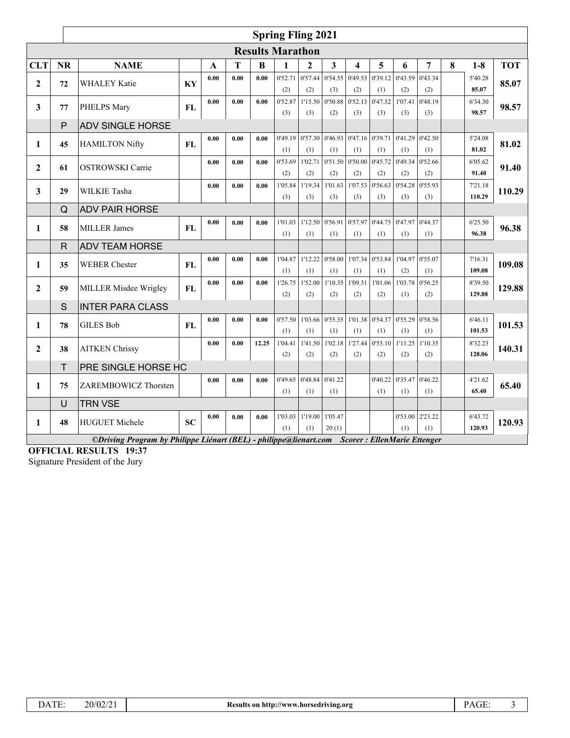# Spring Fling 2021

## Results Marathon

| CLT | NR | NAME | | A | T | B | 1 | 2 | 3 | 4 | 5 | 6 | 7 | 8 | 1-8 | TOT |
|---|---|---|---|---|---|---|---|---|---|---|---|---|---|---|---|---|
| 2 | 72 | WHALEY Katie | KY | 0.00 | 0.00 | 0.00 | 0'52.71 (2) | 0'57.44 (2) | 0'54.55 (3) | 0'49.53 (2) | 0'39.12 (1) | 0'43.59 (2) | 0'43.34 (2) | | 5'40.28 85.07 | 85.07 |
| 3 | 77 | PHELPS Mary | FL | 0.00 | 0.00 | 0.00 | 0'52.87 (3) | 1'15.50 (3) | 0'50.88 (2) | 0'52.13 (3) | 0'47.32 (3) | 1'07.41 (3) | 0'48.19 (3) | | 6'34.30 98.57 | 98.57 |
| | P | ADV SINGLE HORSE | | | | | | | | | | | | | | |
| 1 | 45 | HAMILTON Nifty | FL | 0.00 | 0.00 | 0.00 | 0'49.19 (1) | 0'57.30 (1) | 0'46.93 (1) | 0'47.16 (1) | 0'39.71 (1) | 0'41.29 (1) | 0'42.50 (1) | | 5'24.08 81.02 | 81.02 |
| 2 | 61 | OSTROWSKI Carrie | | 0.00 | 0.00 | 0.00 | 0'53.69 (2) | 1'02.71 (2) | 0'51.50 (2) | 0'50.00 (2) | 0'45.72 (2) | 0'49.34 (2) | 0'52.66 (2) | | 6'05.62 91.40 | 91.40 |
| 3 | 29 | WILKIE Tasha | | 0.00 | 0.00 | 0.00 | 1'05.84 (3) | 1'19.34 (3) | 1'01.63 (3) | 1'07.53 (3) | 0'56.63 (3) | 0'54.28 (3) | 0'55.93 (3) | | 7'21.18 110.29 | 110.29 |
| | Q | ADV PAIR HORSE | | | | | | | | | | | | | | |
| 1 | 58 | MILLER James | FL | 0.00 | 0.00 | 0.00 | 1'01.03 (1) | 1'12.50 (1) | 0'56.91 (1) | 0'57.97 (1) | 0'44.75 (1) | 0'47.97 (1) | 0'44.37 (1) | | 6'25.50 96.38 | 96.38 |
| | R | ADV TEAM HORSE | | | | | | | | | | | | | | |
| 1 | 35 | WEBER Chester | FL | 0.00 | 0.00 | 0.00 | 1'04.87 (1) | 1'12.22 (1) | 0'58.00 (1) | 1'07.34 (1) | 0'53.84 (1) | 1'04.97 (2) | 0'55.07 (1) | | 7'16.31 109.08 | 109.08 |
| 2 | 59 | MILLER Misdee Wrigley | FL | 0.00 | 0.00 | 0.00 | 1'26.75 (2) | 1'52.00 (2) | 1'10.35 (2) | 1'09.31 (2) | 1'01.06 (2) | 1'03.78 (1) | 0'56.25 (2) | | 8'39.50 129.88 | 129.88 |
| | S | INTER PARA CLASS | | | | | | | | | | | | | | |
| 1 | 78 | GILES Bob | FL | 0.00 | 0.00 | 0.00 | 0'57.50 (1) | 1'03.66 (1) | 0'55.35 (1) | 1'01.38 (1) | 0'54.37 (1) | 0'55.29 (1) | 0'58.56 (1) | | 6'46.11 101.53 | 101.53 |
| 2 | 38 | AITKEN Chrissy | | 0.00 | 0.00 | 12.25 | 1'04.41 (2) | 1'41.50 (2) | 1'02.18 (2) | 1'27.44 (2) | 0'55.10 (2) | 1'11.25 (2) | 1'10.35 (2) | | 8'32.23 128.06 | 140.31 |
| | T | PRE SINGLE HORSE HC | | | | | | | | | | | | | | |
| 1 | 75 | ZAREMBOWICZ Thorsten | | 0.00 | 0.00 | 0.00 | 0'49.65 (1) | 0'48.84 (1) | 0'41.22 (1) | | 0'40.22 (1) | 0'35.47 (1) | 0'46.22 (1) | | 4'21.62 65.40 | 65.40 |
| | U | TRN VSE | | | | | | | | | | | | | | |
| 1 | 48 | HUGUET Michele | SC | 0.00 | 0.00 | 0.00 | 1'03.03 (1) | 1'19.00 (1) | 1'05.47 20 (1) | | | 0'53.00 (1) | 2'23.22 (1) | | 6'43.72 120.93 | 120.93 |

*©Driving Program by Philippe Liénart (BEL) - philippe@lienart.com Scorer : EllenMarie Ettenger*

**OFFICIAL RESULTS 19:37**

Signature President of the Jury

DATE: 20/02/21 — **Results on http://www.horsedriving.org**